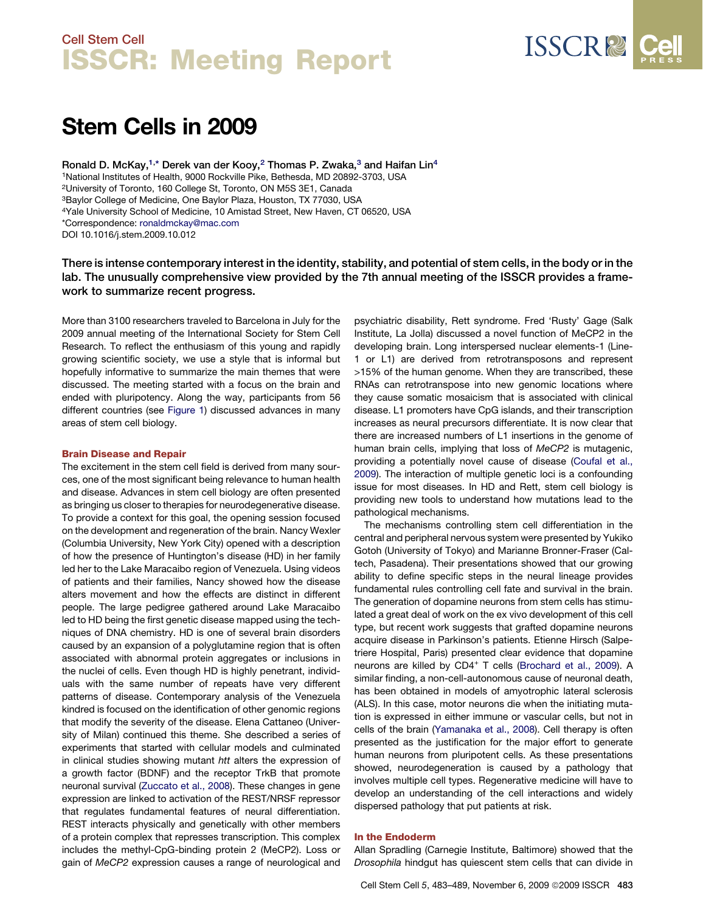# Stem Cells in 2009

Ronald D. McKay,[1,*] Derek van der Kooy,[2] Thomas P. Zwaka,[3] and Haifan Lin[4]

[1]National Institutes of Health, 9000 Rockville Pike, Bethesda, MD 20892-3703, USA
[2]University of Toronto, 160 College St, Toronto, ON M5S 3E1, Canada
[3]Baylor College of Medicine, One Baylor Plaza, Houston, TX 77030, USA
[4]Yale University School of Medicine, 10 Amistad Street, New Haven, CT 06520, USA
*Correspondence: ronaldmckay@mac.com
DOI 10.1016/j.stem.2009.10.012

**There is intense contemporary interest in the identity, stability, and potential of stem cells, in the body or in the lab. The unusually comprehensive view provided by the 7th annual meeting of the ISSCR provides a framework to summarize recent progress.**

More than 3100 researchers traveled to Barcelona in July for the 2009 annual meeting of the International Society for Stem Cell Research. To reflect the enthusiasm of this young and rapidly growing scientific society, we use a style that is informal but hopefully informative to summarize the main themes that were discussed. The meeting started with a focus on the brain and ended with pluripotency. Along the way, participants from 56 different countries (see Figure 1) discussed advances in many areas of stem cell biology.

## Brain Disease and Repair

The excitement in the stem cell field is derived from many sources, one of the most significant being relevance to human health and disease. Advances in stem cell biology are often presented as bringing us closer to therapies for neurodegenerative disease. To provide a context for this goal, the opening session focused on the development and regeneration of the brain. Nancy Wexler (Columbia University, New York City) opened with a description of how the presence of Huntington's disease (HD) in her family led her to the Lake Maracaibo region of Venezuela. Using videos of patients and their families, Nancy showed how the disease alters movement and how the effects are distinct in different people. The large pedigree gathered around Lake Maracaibo led to HD being the first genetic disease mapped using the techniques of DNA chemistry. HD is one of several brain disorders caused by an expansion of a polyglutamine region that is often associated with abnormal protein aggregates or inclusions in the nuclei of cells. Even though HD is highly penetrant, individuals with the same number of repeats have very different patterns of disease. Contemporary analysis of the Venezuela kindred is focused on the identification of other genomic regions that modify the severity of the disease. Elena Cattaneo (University of Milan) continued this theme. She described a series of experiments that started with cellular models and culminated in clinical studies showing mutant *htt* alters the expression of a growth factor (BDNF) and the receptor TrkB that promote neuronal survival (Zuccato et al., 2008). These changes in gene expression are linked to activation of the REST/NRSF repressor that regulates fundamental features of neural differentiation. REST interacts physically and genetically with other members of a protein complex that represses transcription. This complex includes the methyl-CpG-binding protein 2 (MeCP2). Loss or gain of *MeCP2* expression causes a range of neurological and psychiatric disability, Rett syndrome. Fred 'Rusty' Gage (Salk Institute, La Jolla) discussed a novel function of MeCP2 in the developing brain. Long interspersed nuclear elements-1 (Line-1 or L1) are derived from retrotransposons and represent >15% of the human genome. When they are transcribed, these RNAs can retrotranspose into new genomic locations where they cause somatic mosaicism that is associated with clinical disease. L1 promoters have CpG islands, and their transcription increases as neural precursors differentiate. It is now clear that there are increased numbers of L1 insertions in the genome of human brain cells, implying that loss of *MeCP2* is mutagenic, providing a potentially novel cause of disease (Coufal et al., 2009). The interaction of multiple genetic loci is a confounding issue for most diseases. In HD and Rett, stem cell biology is providing new tools to understand how mutations lead to the pathological mechanisms.

The mechanisms controlling stem cell differentiation in the central and peripheral nervous system were presented by Yukiko Gotoh (University of Tokyo) and Marianne Bronner-Fraser (Caltech, Pasadena). Their presentations showed that our growing ability to define specific steps in the neural lineage provides fundamental rules controlling cell fate and survival in the brain. The generation of dopamine neurons from stem cells has stimulated a great deal of work on the ex vivo development of this cell type, but recent work suggests that grafted dopamine neurons acquire disease in Parkinson's patients. Etienne Hirsch (Salpetriere Hospital, Paris) presented clear evidence that dopamine neurons are killed by CD4⁺ T cells (Brochard et al., 2009). A similar finding, a non-cell-autonomous cause of neuronal death, has been obtained in models of amyotrophic lateral sclerosis (ALS). In this case, motor neurons die when the initiating mutation is expressed in either immune or vascular cells, but not in cells of the brain (Yamanaka et al., 2008). Cell therapy is often presented as the justification for the major effort to generate human neurons from pluripotent cells. As these presentations showed, neurodegeneration is caused by a pathology that involves multiple cell types. Regenerative medicine will have to develop an understanding of the cell interactions and widely dispersed pathology that put patients at risk.

## In the Endoderm

Allan Spradling (Carnegie Institute, Baltimore) showed that the *Drosophila* hindgut has quiescent stem cells that can divide in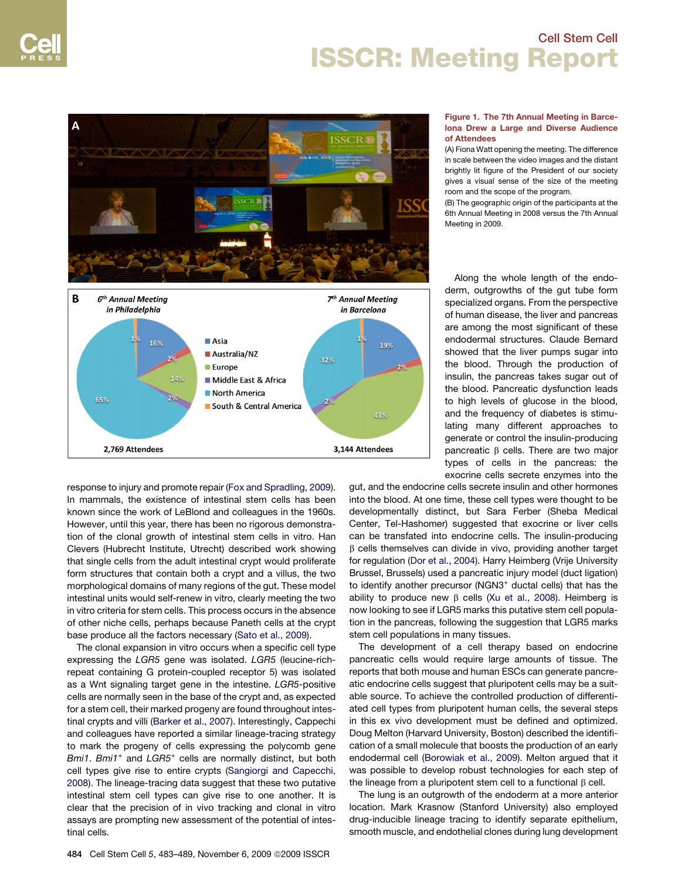**Figure 1. The 7th Annual Meeting in Barcelona Drew a Large and Diverse Audience of Attendees**

(A) Fiona Watt opening the meeting. The difference in scale between the video images and the distant brightly lit figure of the President of our society gives a visual sense of the size of the meeting room and the scope of the program.

(B) The geographic origin of the participants at the 6th Annual Meeting in 2008 versus the 7th Annual Meeting in 2009.

response to injury and promote repair (Fox and Spradling, 2009). In mammals, the existence of intestinal stem cells has been known since the work of LeBlond and colleagues in the 1960s. However, until this year, there has been no rigorous demonstration of the clonal growth of intestinal stem cells in vitro. Han Clevers (Hubrecht Institute, Utrecht) described work showing that single cells from the adult intestinal crypt would proliferate form structures that contain both a crypt and a villus, the two morphological domains of many regions of the gut. These model intestinal units would self-renew in vitro, clearly meeting the two in vitro criteria for stem cells. This process occurs in the absence of other niche cells, perhaps because Paneth cells at the crypt base produce all the factors necessary (Sato et al., 2009).

The clonal expansion in vitro occurs when a specific cell type expressing the *LGR5* gene was isolated. *LGR5* (leucine-rich-repeat containing G protein-coupled receptor 5) was isolated as a Wnt signaling target gene in the intestine. *LGR5*-positive cells are normally seen in the base of the crypt and, as expected for a stem cell, their marked progeny are found throughout intestinal crypts and villi (Barker et al., 2007). Interestingly, Cappechi and colleagues have reported a similar lineage-tracing strategy to mark the progeny of cells expressing the polycomb gene *Bmi1*. *Bmi1*$^+$ and *LGR5*$^+$ cells are normally distinct, but both cell types give rise to entire crypts (Sangiorgi and Capecchi, 2008). The lineage-tracing data suggest that these two putative intestinal stem cell types can give rise to one another. It is clear that the precision of in vivo tracking and clonal in vitro assays are prompting new assessment of the potential of intestinal cells.

Along the whole length of the endoderm, outgrowths of the gut tube form specialized organs. From the perspective of human disease, the liver and pancreas are among the most significant of these endodermal structures. Claude Bernard showed that the liver pumps sugar into the blood. Through the production of insulin, the pancreas takes sugar out of the blood. Pancreatic dysfunction leads to high levels of glucose in the blood, and the frequency of diabetes is stimulating many different approaches to generate or control the insulin-producing pancreatic β cells. There are two major types of cells in the pancreas: the exocrine cells secrete enzymes into the gut, and the endocrine cells secrete insulin and other hormones into the blood. At one time, these cell types were thought to be developmentally distinct, but Sara Ferber (Sheba Medical Center, Tel-Hashomer) suggested that exocrine or liver cells can be transfated into endocrine cells. The insulin-producing β cells themselves can divide in vivo, providing another target for regulation (Dor et al., 2004). Harry Heimberg (Vrije University Brussel, Brussels) used a pancreatic injury model (duct ligation) to identify another precursor (NGN3$^+$ ductal cells) that has the ability to produce new β cells (Xu et al., 2008). Heimberg is now looking to see if LGR5 marks this putative stem cell population in the pancreas, following the suggestion that LGR5 marks stem cell populations in many tissues.

The development of a cell therapy based on endocrine pancreatic cells would require large amounts of tissue. The reports that both mouse and human ESCs can generate pancreatic endocrine cells suggest that pluripotent cells may be a suitable source. To achieve the controlled production of differentiated cell types from pluripotent human cells, the several steps in this ex vivo development must be defined and optimized. Doug Melton (Harvard University, Boston) described the identification of a small molecule that boosts the production of an early endodermal cell (Borowiak et al., 2009). Melton argued that it was possible to develop robust technologies for each step of the lineage from a pluripotent stem cell to a functional β cell.

The lung is an outgrowth of the endoderm at a more anterior location. Mark Krasnow (Stanford University) also employed drug-inducible lineage tracing to identify separate epithelium, smooth muscle, and endothelial clones during lung development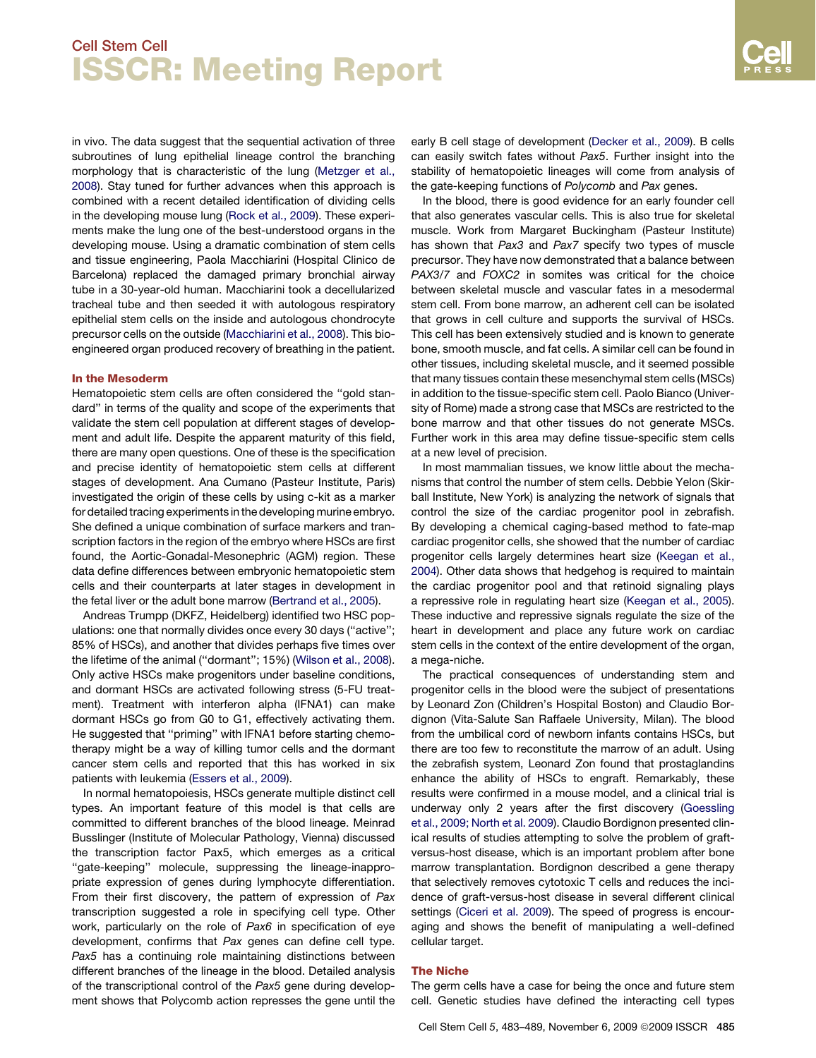in vivo. The data suggest that the sequential activation of three subroutines of lung epithelial lineage control the branching morphology that is characteristic of the lung (Metzger et al., 2008). Stay tuned for further advances when this approach is combined with a recent detailed identification of dividing cells in the developing mouse lung (Rock et al., 2009). These experiments make the lung one of the best-understood organs in the developing mouse. Using a dramatic combination of stem cells and tissue engineering, Paola Macchiarini (Hospital Clinico de Barcelona) replaced the damaged primary bronchial airway tube in a 30-year-old human. Macchiarini took a decellularized tracheal tube and then seeded it with autologous respiratory epithelial stem cells on the inside and autologous chondrocyte precursor cells on the outside (Macchiarini et al., 2008). This bioengineered organ produced recovery of breathing in the patient.

## In the Mesoderm

Hematopoietic stem cells are often considered the "gold standard" in terms of the quality and scope of the experiments that validate the stem cell population at different stages of development and adult life. Despite the apparent maturity of this field, there are many open questions. One of these is the specification and precise identity of hematopoietic stem cells at different stages of development. Ana Cumano (Pasteur Institute, Paris) investigated the origin of these cells by using c-kit as a marker for detailed tracing experiments in the developing murine embryo. She defined a unique combination of surface markers and transcription factors in the region of the embryo where HSCs are first found, the Aortic-Gonadal-Mesonephric (AGM) region. These data define differences between embryonic hematopoietic stem cells and their counterparts at later stages in development in the fetal liver or the adult bone marrow (Bertrand et al., 2005).

Andreas Trumpp (DKFZ, Heidelberg) identified two HSC populations: one that normally divides once every 30 days ("active"; 85% of HSCs), and another that divides perhaps five times over the lifetime of the animal ("dormant"; 15%) (Wilson et al., 2008). Only active HSCs make progenitors under baseline conditions, and dormant HSCs are activated following stress (5-FU treatment). Treatment with interferon alpha (IFNA1) can make dormant HSCs go from G0 to G1, effectively activating them. He suggested that "priming" with IFNA1 before starting chemotherapy might be a way of killing tumor cells and the dormant cancer stem cells and reported that this has worked in six patients with leukemia (Essers et al., 2009).

In normal hematopoiesis, HSCs generate multiple distinct cell types. An important feature of this model is that cells are committed to different branches of the blood lineage. Meinrad Busslinger (Institute of Molecular Pathology, Vienna) discussed the transcription factor Pax5, which emerges as a critical "gate-keeping" molecule, suppressing the lineage-inappropriate expression of genes during lymphocyte differentiation. From their first discovery, the pattern of expression of *Pax* transcription suggested a role in specifying cell type. Other work, particularly on the role of *Pax6* in specification of eye development, confirms that *Pax* genes can define cell type. *Pax5* has a continuing role maintaining distinctions between different branches of the lineage in the blood. Detailed analysis of the transcriptional control of the *Pax5* gene during development shows that Polycomb action represses the gene until the early B cell stage of development (Decker et al., 2009). B cells can easily switch fates without *Pax5*. Further insight into the stability of hematopoietic lineages will come from analysis of the gate-keeping functions of *Polycomb* and *Pax* genes.

In the blood, there is good evidence for an early founder cell that also generates vascular cells. This is also true for skeletal muscle. Work from Margaret Buckingham (Pasteur Institute) has shown that *Pax3* and *Pax7* specify two types of muscle precursor. They have now demonstrated that a balance between *PAX3/7* and *FOXC2* in somites was critical for the choice between skeletal muscle and vascular fates in a mesodermal stem cell. From bone marrow, an adherent cell can be isolated that grows in cell culture and supports the survival of HSCs. This cell has been extensively studied and is known to generate bone, smooth muscle, and fat cells. A similar cell can be found in other tissues, including skeletal muscle, and it seemed possible that many tissues contain these mesenchymal stem cells (MSCs) in addition to the tissue-specific stem cell. Paolo Bianco (University of Rome) made a strong case that MSCs are restricted to the bone marrow and that other tissues do not generate MSCs. Further work in this area may define tissue-specific stem cells at a new level of precision.

In most mammalian tissues, we know little about the mechanisms that control the number of stem cells. Debbie Yelon (Skirball Institute, New York) is analyzing the network of signals that control the size of the cardiac progenitor pool in zebrafish. By developing a chemical caging-based method to fate-map cardiac progenitor cells, she showed that the number of cardiac progenitor cells largely determines heart size (Keegan et al., 2004). Other data shows that hedgehog is required to maintain the cardiac progenitor pool and that retinoid signaling plays a repressive role in regulating heart size (Keegan et al., 2005). These inductive and repressive signals regulate the size of the heart in development and place any future work on cardiac stem cells in the context of the entire development of the organ, a mega-niche.

The practical consequences of understanding stem and progenitor cells in the blood were the subject of presentations by Leonard Zon (Children's Hospital Boston) and Claudio Bordignon (Vita-Salute San Raffaele University, Milan). The blood from the umbilical cord of newborn infants contains HSCs, but there are too few to reconstitute the marrow of an adult. Using the zebrafish system, Leonard Zon found that prostaglandins enhance the ability of HSCs to engraft. Remarkably, these results were confirmed in a mouse model, and a clinical trial is underway only 2 years after the first discovery (Goessling et al., 2009; North et al. 2009). Claudio Bordignon presented clinical results of studies attempting to solve the problem of graft-versus-host disease, which is an important problem after bone marrow transplantation. Bordignon described a gene therapy that selectively removes cytotoxic T cells and reduces the incidence of graft-versus-host disease in several different clinical settings (Ciceri et al. 2009). The speed of progress is encouraging and shows the benefit of manipulating a well-defined cellular target.

## The Niche

The germ cells have a case for being the once and future stem cell. Genetic studies have defined the interacting cell types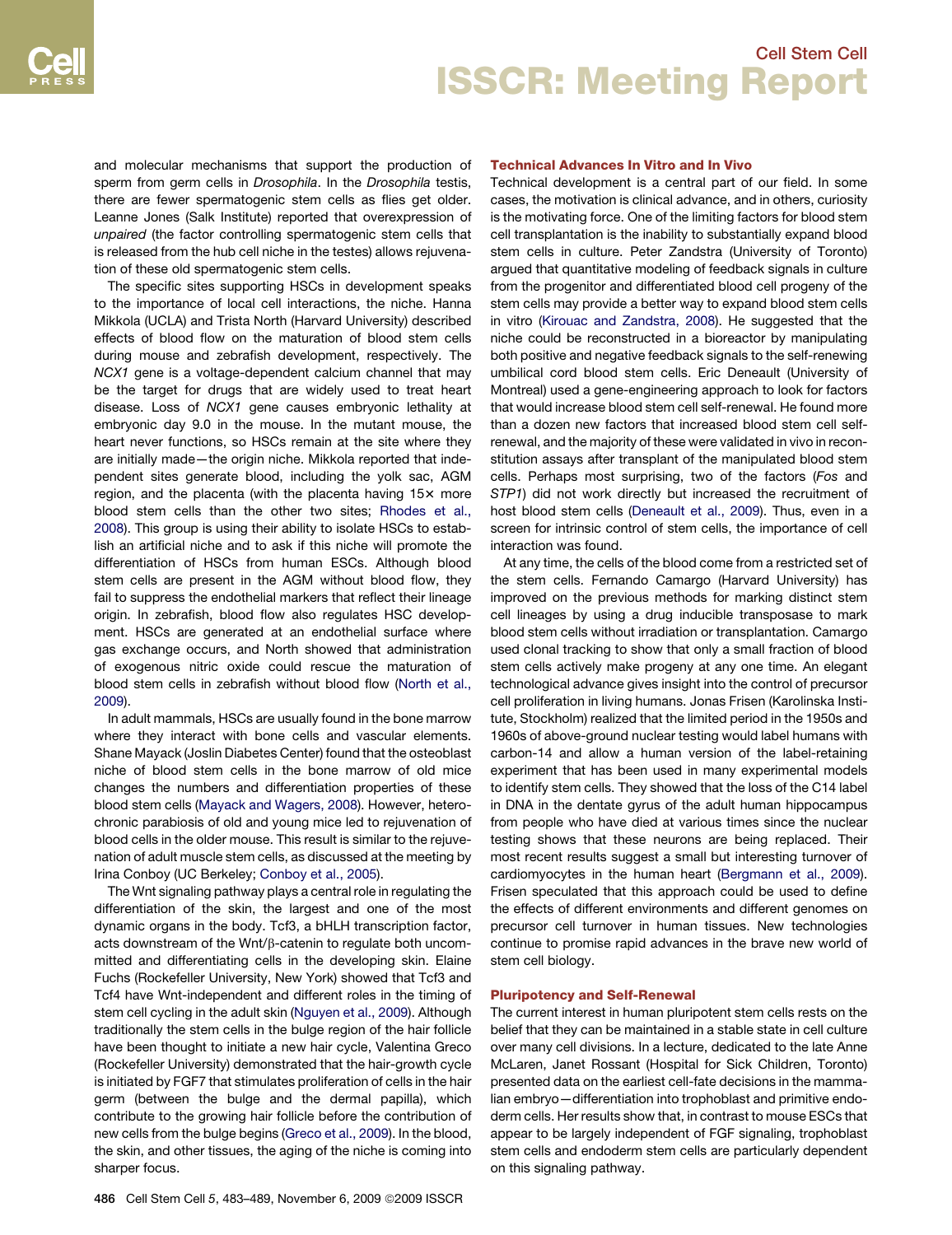and molecular mechanisms that support the production of sperm from germ cells in *Drosophila*. In the *Drosophila* testis, there are fewer spermatogenic stem cells as flies get older. Leanne Jones (Salk Institute) reported that overexpression of *unpaired* (the factor controlling spermatogenic stem cells that is released from the hub cell niche in the testes) allows rejuvenation of these old spermatogenic stem cells.

The specific sites supporting HSCs in development speaks to the importance of local cell interactions, the niche. Hanna Mikkola (UCLA) and Trista North (Harvard University) described effects of blood flow on the maturation of blood stem cells during mouse and zebrafish development, respectively. The *NCX1* gene is a voltage-dependent calcium channel that may be the target for drugs that are widely used to treat heart disease. Loss of *NCX1* gene causes embryonic lethality at embryonic day 9.0 in the mouse. In the mutant mouse, the heart never functions, so HSCs remain at the site where they are initially made—the origin niche. Mikkola reported that independent sites generate blood, including the yolk sac, AGM region, and the placenta (with the placenta having 15× more blood stem cells than the other two sites; Rhodes et al., 2008). This group is using their ability to isolate HSCs to establish an artificial niche and to ask if this niche will promote the differentiation of HSCs from human ESCs. Although blood stem cells are present in the AGM without blood flow, they fail to suppress the endothelial markers that reflect their lineage origin. In zebrafish, blood flow also regulates HSC development. HSCs are generated at an endothelial surface where gas exchange occurs, and North showed that administration of exogenous nitric oxide could rescue the maturation of blood stem cells in zebrafish without blood flow (North et al., 2009).

In adult mammals, HSCs are usually found in the bone marrow where they interact with bone cells and vascular elements. Shane Mayack (Joslin Diabetes Center) found that the osteoblast niche of blood stem cells in the bone marrow of old mice changes the numbers and differentiation properties of these blood stem cells (Mayack and Wagers, 2008). However, heterochronic parabiosis of old and young mice led to rejuvenation of blood cells in the older mouse. This result is similar to the rejuvenation of adult muscle stem cells, as discussed at the meeting by Irina Conboy (UC Berkeley; Conboy et al., 2005).

The Wnt signaling pathway plays a central role in regulating the differentiation of the skin, the largest and one of the most dynamic organs in the body. Tcf3, a bHLH transcription factor, acts downstream of the Wnt/β-catenin to regulate both uncommitted and differentiating cells in the developing skin. Elaine Fuchs (Rockefeller University, New York) showed that Tcf3 and Tcf4 have Wnt-independent and different roles in the timing of stem cell cycling in the adult skin (Nguyen et al., 2009). Although traditionally the stem cells in the bulge region of the hair follicle have been thought to initiate a new hair cycle, Valentina Greco (Rockefeller University) demonstrated that the hair-growth cycle is initiated by FGF7 that stimulates proliferation of cells in the hair germ (between the bulge and the dermal papilla), which contribute to the growing hair follicle before the contribution of new cells from the bulge begins (Greco et al., 2009). In the blood, the skin, and other tissues, the aging of the niche is coming into sharper focus.

## Technical Advances In Vitro and In Vivo

Technical development is a central part of our field. In some cases, the motivation is clinical advance, and in others, curiosity is the motivating force. One of the limiting factors for blood stem cell transplantation is the inability to substantially expand blood stem cells in culture. Peter Zandstra (University of Toronto) argued that quantitative modeling of feedback signals in culture from the progenitor and differentiated blood cell progeny of the stem cells may provide a better way to expand blood stem cells in vitro (Kirouac and Zandstra, 2008). He suggested that the niche could be reconstructed in a bioreactor by manipulating both positive and negative feedback signals to the self-renewing umbilical cord blood stem cells. Eric Deneault (University of Montreal) used a gene-engineering approach to look for factors that would increase blood stem cell self-renewal. He found more than a dozen new factors that increased blood stem cell self-renewal, and the majority of these were validated in vivo in reconstitution assays after transplant of the manipulated blood stem cells. Perhaps most surprising, two of the factors (*Fos* and *STP1*) did not work directly but increased the recruitment of host blood stem cells (Deneault et al., 2009). Thus, even in a screen for intrinsic control of stem cells, the importance of cell interaction was found.

At any time, the cells of the blood come from a restricted set of the stem cells. Fernando Camargo (Harvard University) has improved on the previous methods for marking distinct stem cell lineages by using a drug inducible transposase to mark blood stem cells without irradiation or transplantation. Camargo used clonal tracking to show that only a small fraction of blood stem cells actively make progeny at any one time. An elegant technological advance gives insight into the control of precursor cell proliferation in living humans. Jonas Frisen (Karolinska Institute, Stockholm) realized that the limited period in the 1950s and 1960s of above-ground nuclear testing would label humans with carbon-14 and allow a human version of the label-retaining experiment that has been used in many experimental models to identify stem cells. They showed that the loss of the C14 label in DNA in the dentate gyrus of the adult human hippocampus from people who have died at various times since the nuclear testing shows that these neurons are being replaced. Their most recent results suggest a small but interesting turnover of cardiomyocytes in the human heart (Bergmann et al., 2009). Frisen speculated that this approach could be used to define the effects of different environments and different genomes on precursor cell turnover in human tissues. New technologies continue to promise rapid advances in the brave new world of stem cell biology.

## Pluripotency and Self-Renewal

The current interest in human pluripotent stem cells rests on the belief that they can be maintained in a stable state in cell culture over many cell divisions. In a lecture, dedicated to the late Anne McLaren, Janet Rossant (Hospital for Sick Children, Toronto) presented data on the earliest cell-fate decisions in the mammalian embryo—differentiation into trophoblast and primitive endoderm cells. Her results show that, in contrast to mouse ESCs that appear to be largely independent of FGF signaling, trophoblast stem cells and endoderm stem cells are particularly dependent on this signaling pathway.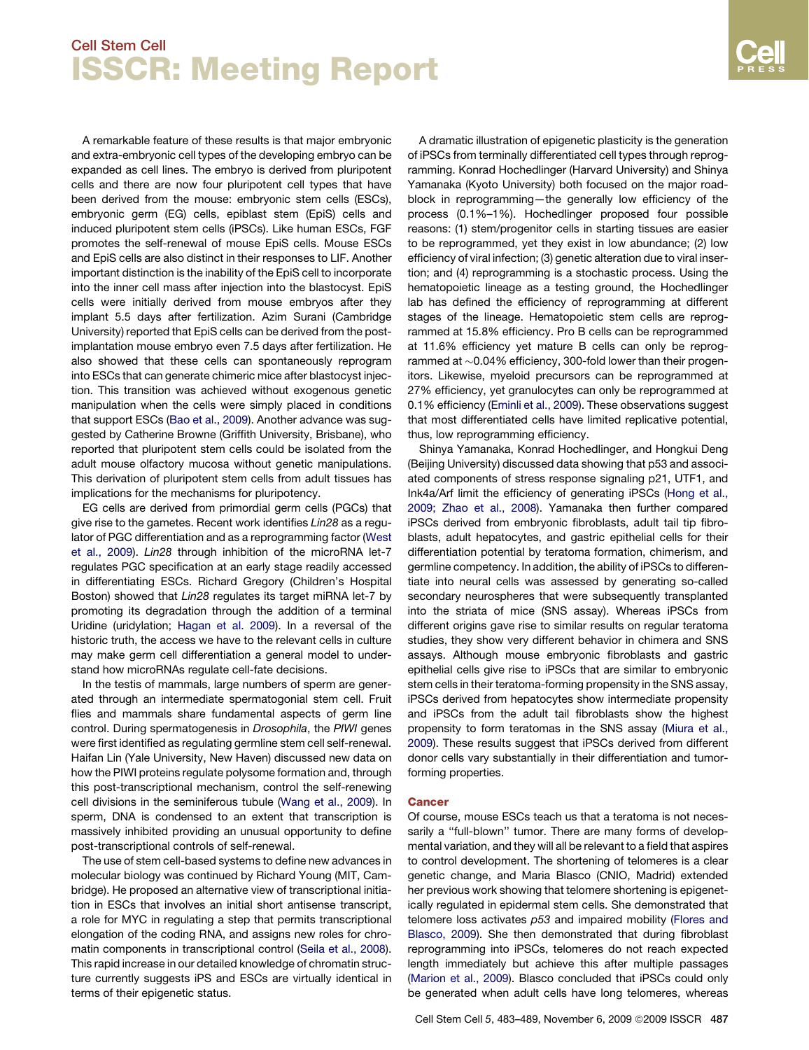A remarkable feature of these results is that major embryonic and extra-embryonic cell types of the developing embryo can be expanded as cell lines. The embryo is derived from pluripotent cells and there are now four pluripotent cell types that have been derived from the mouse: embryonic stem cells (ESCs), embryonic germ (EG) cells, epiblast stem (EpiS) cells and induced pluripotent stem cells (iPSCs). Like human ESCs, FGF promotes the self-renewal of mouse EpiS cells. Mouse ESCs and EpiS cells are also distinct in their responses to LIF. Another important distinction is the inability of the EpiS cell to incorporate into the inner cell mass after injection into the blastocyst. EpiS cells were initially derived from mouse embryos after they implant 5.5 days after fertilization. Azim Surani (Cambridge University) reported that EpiS cells can be derived from the post-implantation mouse embryo even 7.5 days after fertilization. He also showed that these cells can spontaneously reprogram into ESCs that can generate chimeric mice after blastocyst injection. This transition was achieved without exogenous genetic manipulation when the cells were simply placed in conditions that support ESCs (Bao et al., 2009). Another advance was suggested by Catherine Browne (Griffith University, Brisbane), who reported that pluripotent stem cells could be isolated from the adult mouse olfactory mucosa without genetic manipulations. This derivation of pluripotent stem cells from adult tissues has implications for the mechanisms for pluripotency.

EG cells are derived from primordial germ cells (PGCs) that give rise to the gametes. Recent work identifies *Lin28* as a regulator of PGC differentiation and as a reprogramming factor (West et al., 2009). *Lin28* through inhibition of the microRNA let-7 regulates PGC specification at an early stage readily accessed in differentiating ESCs. Richard Gregory (Children's Hospital Boston) showed that *Lin28* regulates its target miRNA let-7 by promoting its degradation through the addition of a terminal Uridine (uridylation; Hagan et al. 2009). In a reversal of the historic truth, the access we have to the relevant cells in culture may make germ cell differentiation a general model to understand how microRNAs regulate cell-fate decisions.

In the testis of mammals, large numbers of sperm are generated through an intermediate spermatogonial stem cell. Fruit flies and mammals share fundamental aspects of germ line control. During spermatogenesis in *Drosophila*, the *PIWI* genes were first identified as regulating germline stem cell self-renewal. Haifan Lin (Yale University, New Haven) discussed new data on how the PIWI proteins regulate polysome formation and, through this post-transcriptional mechanism, control the self-renewing cell divisions in the seminiferous tubule (Wang et al., 2009). In sperm, DNA is condensed to an extent that transcription is massively inhibited providing an unusual opportunity to define post-transcriptional controls of self-renewal.

The use of stem cell-based systems to define new advances in molecular biology was continued by Richard Young (MIT, Cambridge). He proposed an alternative view of transcriptional initiation in ESCs that involves an initial short antisense transcript, a role for MYC in regulating a step that permits transcriptional elongation of the coding RNA, and assigns new roles for chromatin components in transcriptional control (Seila et al., 2008). This rapid increase in our detailed knowledge of chromatin structure currently suggests iPS and ESCs are virtually identical in terms of their epigenetic status.

A dramatic illustration of epigenetic plasticity is the generation of iPSCs from terminally differentiated cell types through reprogramming. Konrad Hochedlinger (Harvard University) and Shinya Yamanaka (Kyoto University) both focused on the major roadblock in reprogramming—the generally low efficiency of the process (0.1%–1%). Hochedlinger proposed four possible reasons: (1) stem/progenitor cells in starting tissues are easier to be reprogrammed, yet they exist in low abundance; (2) low efficiency of viral infection; (3) genetic alteration due to viral insertion; and (4) reprogramming is a stochastic process. Using the hematopoietic lineage as a testing ground, the Hochedlinger lab has defined the efficiency of reprogramming at different stages of the lineage. Hematopoietic stem cells are reprogrammed at 15.8% efficiency. Pro B cells can be reprogrammed at 11.6% efficiency yet mature B cells can only be reprogrammed at ~0.04% efficiency, 300-fold lower than their progenitors. Likewise, myeloid precursors can be reprogrammed at 27% efficiency, yet granulocytes can only be reprogrammed at 0.1% efficiency (Eminli et al., 2009). These observations suggest that most differentiated cells have limited replicative potential, thus, low reprogramming efficiency.

Shinya Yamanaka, Konrad Hochedlinger, and Hongkui Deng (Beijing University) discussed data showing that p53 and associated components of stress response signaling p21, UTF1, and Ink4a/Arf limit the efficiency of generating iPSCs (Hong et al., 2009; Zhao et al., 2008). Yamanaka then further compared iPSCs derived from embryonic fibroblasts, adult tail tip fibroblasts, adult hepatocytes, and gastric epithelial cells for their differentiation potential by teratoma formation, chimerism, and germline competency. In addition, the ability of iPSCs to differentiate into neural cells was assessed by generating so-called secondary neurospheres that were subsequently transplanted into the striata of mice (SNS assay). Whereas iPSCs from different origins gave rise to similar results on regular teratoma studies, they show very different behavior in chimera and SNS assays. Although mouse embryonic fibroblasts and gastric epithelial cells give rise to iPSCs that are similar to embryonic stem cells in their teratoma-forming propensity in the SNS assay, iPSCs derived from hepatocytes show intermediate propensity and iPSCs from the adult tail fibroblasts show the highest propensity to form teratomas in the SNS assay (Miura et al., 2009). These results suggest that iPSCs derived from different donor cells vary substantially in their differentiation and tumor-forming properties.

## Cancer

Of course, mouse ESCs teach us that a teratoma is not necessarily a "full-blown" tumor. There are many forms of developmental variation, and they will all be relevant to a field that aspires to control development. The shortening of telomeres is a clear genetic change, and Maria Blasco (CNIO, Madrid) extended her previous work showing that telomere shortening is epigenetically regulated in epidermal stem cells. She demonstrated that telomere loss activates *p53* and impaired mobility (Flores and Blasco, 2009). She then demonstrated that during fibroblast reprogramming into iPSCs, telomeres do not reach expected length immediately but achieve this after multiple passages (Marion et al., 2009). Blasco concluded that iPSCs could only be generated when adult cells have long telomeres, whereas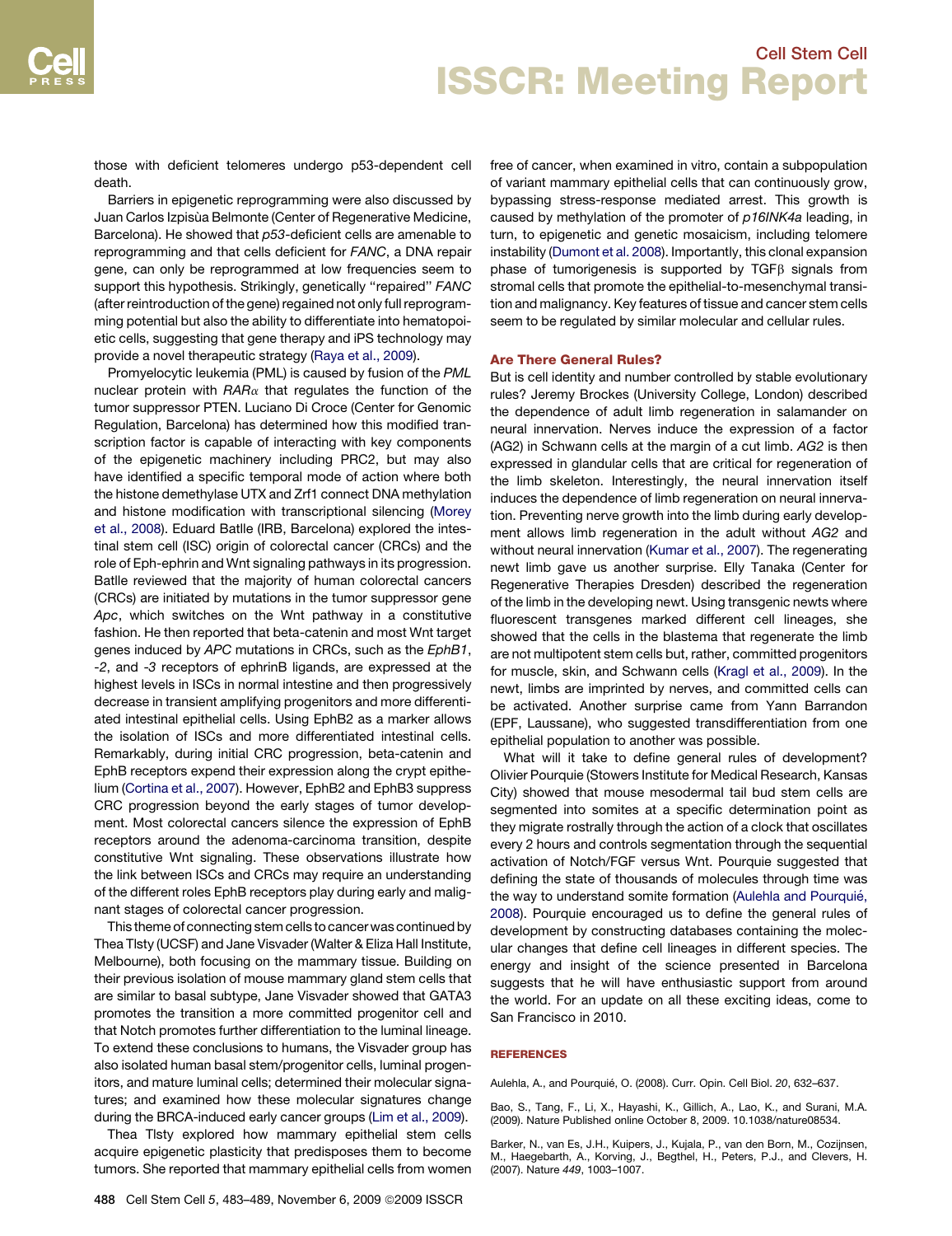those with deficient telomeres undergo p53-dependent cell death.

Barriers in epigenetic reprogramming were also discussed by Juan Carlos Izpisùa Belmonte (Center of Regenerative Medicine, Barcelona). He showed that *p53*-deficient cells are amenable to reprogramming and that cells deficient for *FANC*, a DNA repair gene, can only be reprogrammed at low frequencies seem to support this hypothesis. Strikingly, genetically "repaired" *FANC* (after reintroduction of the gene) regained not only full reprogramming potential but also the ability to differentiate into hematopoietic cells, suggesting that gene therapy and iPS technology may provide a novel therapeutic strategy (Raya et al., 2009).

Promyelocytic leukemia (PML) is caused by fusion of the *PML* nuclear protein with *RARα* that regulates the function of the tumor suppressor PTEN. Luciano Di Croce (Center for Genomic Regulation, Barcelona) has determined how this modified transcription factor is capable of interacting with key components of the epigenetic machinery including PRC2, but may also have identified a specific temporal mode of action where both the histone demethylase UTX and Zrf1 connect DNA methylation and histone modification with transcriptional silencing (Morey et al., 2008). Eduard Batlle (IRB, Barcelona) explored the intestinal stem cell (ISC) origin of colorectal cancer (CRCs) and the role of Eph-ephrin and Wnt signaling pathways in its progression. Batlle reviewed that the majority of human colorectal cancers (CRCs) are initiated by mutations in the tumor suppressor gene *Apc*, which switches on the Wnt pathway in a constitutive fashion. He then reported that beta-catenin and most Wnt target genes induced by *APC* mutations in CRCs, such as the *EphB1*, *-2*, and *-3* receptors of ephrinB ligands, are expressed at the highest levels in ISCs in normal intestine and then progressively decrease in transient amplifying progenitors and more differentiated intestinal epithelial cells. Using EphB2 as a marker allows the isolation of ISCs and more differentiated intestinal cells. Remarkably, during initial CRC progression, beta-catenin and EphB receptors expend their expression along the crypt epithelium (Cortina et al., 2007). However, EphB2 and EphB3 suppress CRC progression beyond the early stages of tumor development. Most colorectal cancers silence the expression of EphB receptors around the adenoma-carcinoma transition, despite constitutive Wnt signaling. These observations illustrate how the link between ISCs and CRCs may require an understanding of the different roles EphB receptors play during early and malignant stages of colorectal cancer progression.

This theme of connecting stem cells to cancer was continued by Thea Tlsty (UCSF) and Jane Visvader (Walter & Eliza Hall Institute, Melbourne), both focusing on the mammary tissue. Building on their previous isolation of mouse mammary gland stem cells that are similar to basal subtype, Jane Visvader showed that GATA3 promotes the transition a more committed progenitor cell and that Notch promotes further differentiation to the luminal lineage. To extend these conclusions to humans, the Visvader group has also isolated human basal stem/progenitor cells, luminal progenitors, and mature luminal cells; determined their molecular signatures; and examined how these molecular signatures change during the BRCA-induced early cancer groups (Lim et al., 2009).

Thea Tlsty explored how mammary epithelial stem cells acquire epigenetic plasticity that predisposes them to become tumors. She reported that mammary epithelial cells from women free of cancer, when examined in vitro, contain a subpopulation of variant mammary epithelial cells that can continuously grow, bypassing stress-response mediated arrest. This growth is caused by methylation of the promoter of *p16INK4a* leading, in turn, to epigenetic and genetic mosaicism, including telomere instability (Dumont et al. 2008). Importantly, this clonal expansion phase of tumorigenesis is supported by TGFβ signals from stromal cells that promote the epithelial-to-mesenchymal transition and malignancy. Key features of tissue and cancer stem cells seem to be regulated by similar molecular and cellular rules.

## Are There General Rules?

But is cell identity and number controlled by stable evolutionary rules? Jeremy Brockes (University College, London) described the dependence of adult limb regeneration in salamander on neural innervation. Nerves induce the expression of a factor (AG2) in Schwann cells at the margin of a cut limb. *AG2* is then expressed in glandular cells that are critical for regeneration of the limb skeleton. Interestingly, the neural innervation itself induces the dependence of limb regeneration on neural innervation. Preventing nerve growth into the limb during early development allows limb regeneration in the adult without *AG2* and without neural innervation (Kumar et al., 2007). The regenerating newt limb gave us another surprise. Elly Tanaka (Center for Regenerative Therapies Dresden) described the regeneration of the limb in the developing newt. Using transgenic newts where fluorescent transgenes marked different cell lineages, she showed that the cells in the blastema that regenerate the limb are not multipotent stem cells but, rather, committed progenitors for muscle, skin, and Schwann cells (Kragl et al., 2009). In the newt, limbs are imprinted by nerves, and committed cells can be activated. Another surprise came from Yann Barrandon (EPF, Laussane), who suggested transdifferentiation from one epithelial population to another was possible.

What will it take to define general rules of development? Olivier Pourquie (Stowers Institute for Medical Research, Kansas City) showed that mouse mesodermal tail bud stem cells are segmented into somites at a specific determination point as they migrate rostrally through the action of a clock that oscillates every 2 hours and controls segmentation through the sequential activation of Notch/FGF versus Wnt. Pourquie suggested that defining the state of thousands of molecules through time was the way to understand somite formation (Aulehla and Pourquié, 2008). Pourquie encouraged us to define the general rules of development by constructing databases containing the molecular changes that define cell lineages in different species. The energy and insight of the science presented in Barcelona suggests that he will have enthusiastic support from around the world. For an update on all these exciting ideas, come to San Francisco in 2010.

## REFERENCES

Aulehla, A., and Pourquié, O. (2008). Curr. Opin. Cell Biol. *20*, 632–637.

Bao, S., Tang, F., Li, X., Hayashi, K., Gillich, A., Lao, K., and Surani, M.A. (2009). Nature Published online October 8, 2009. 10.1038/nature08534.

Barker, N., van Es, J.H., Kuipers, J., Kujala, P., van den Born, M., Cozijnsen, M., Haegebarth, A., Korving, J., Begthel, H., Peters, P.J., and Clevers, H. (2007). Nature *449*, 1003–1007.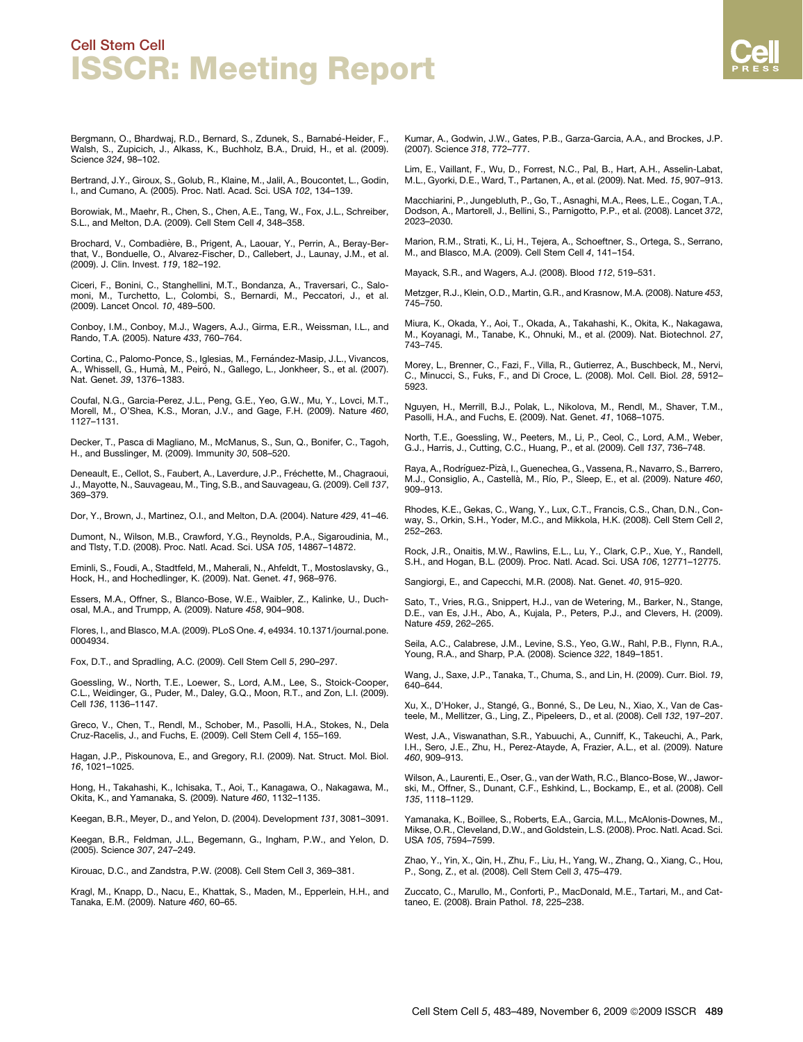Bergmann, O., Bhardwaj, R.D., Bernard, S., Zdunek, S., Barnabé-Heider, F., Walsh, S., Zupicich, J., Alkass, K., Buchholz, B.A., Druid, H., et al. (2009). Science *324*, 98–102.

Bertrand, J.Y., Giroux, S., Golub, R., Klaine, M., Jalil, A., Boucontet, L., Godin, I., and Cumano, A. (2005). Proc. Natl. Acad. Sci. USA *102*, 134–139.

Borowiak, M., Maehr, R., Chen, S., Chen, A.E., Tang, W., Fox, J.L., Schreiber, S.L., and Melton, D.A. (2009). Cell Stem Cell *4*, 348–358.

Brochard, V., Combadière, B., Prigent, A., Laouar, Y., Perrin, A., Beray-Berthat, V., Bonduelle, O., Alvarez-Fischer, D., Callebert, J., Launay, J.M., et al. (2009). J. Clin. Invest. *119*, 182–192.

Ciceri, F., Bonini, C., Stanghellini, M.T., Bondanza, A., Traversari, C., Salomoni, M., Turchetto, L., Colombi, S., Bernardi, M., Peccatori, J., et al. (2009). Lancet Oncol. *10*, 489–500.

Conboy, I.M., Conboy, M.J., Wagers, A.J., Girma, E.R., Weissman, I.L., and Rando, T.A. (2005). Nature *433*, 760–764.

Cortina, C., Palomo-Ponce, S., Iglesias, M., Fernández-Masip, J.L., Vivancos, A., Whissell, G., Humà, M., Peiró, N., Gallego, L., Jonkheer, S., et al. (2007). Nat. Genet. *39*, 1376–1383.

Coufal, N.G., Garcia-Perez, J.L., Peng, G.E., Yeo, G.W., Mu, Y., Lovci, M.T., Morell, M., O'Shea, K.S., Moran, J.V., and Gage, F.H. (2009). Nature *460*, 1127–1131.

Decker, T., Pasca di Magliano, M., McManus, S., Sun, Q., Bonifer, C., Tagoh, H., and Busslinger, M. (2009). Immunity *30*, 508–520.

Deneault, E., Cellot, S., Faubert, A., Laverdure, J.P., Fréchette, M., Chagraoui, J., Mayotte, N., Sauvageau, M., Ting, S.B., and Sauvageau, G. (2009). Cell *137*, 369–379.

Dor, Y., Brown, J., Martinez, O.I., and Melton, D.A. (2004). Nature *429*, 41–46.

Dumont, N., Wilson, M.B., Crawford, Y.G., Reynolds, P.A., Sigaroudinia, M., and Tlsty, T.D. (2008). Proc. Natl. Acad. Sci. USA *105*, 14867–14872.

Eminli, S., Foudi, A., Stadtfeld, M., Maherali, N., Ahfeldt, T., Mostoslavsky, G., Hock, H., and Hochedlinger, K. (2009). Nat. Genet. *41*, 968–976.

Essers, M.A., Offner, S., Blanco-Bose, W.E., Waibler, Z., Kalinke, U., Duchosal, M.A., and Trumpp, A. (2009). Nature *458*, 904–908.

Flores, I., and Blasco, M.A. (2009). PLoS One. *4*, e4934. 10.1371/journal.pone.0004934.

Fox, D.T., and Spradling, A.C. (2009). Cell Stem Cell *5*, 290–297.

Goessling, W., North, T.E., Loewer, S., Lord, A.M., Lee, S., Stoick-Cooper, C.L., Weidinger, G., Puder, M., Daley, G.Q., Moon, R.T., and Zon, L.I. (2009). Cell *136*, 1136–1147.

Greco, V., Chen, T., Rendl, M., Schober, M., Pasolli, H.A., Stokes, N., Dela Cruz-Racelis, J., and Fuchs, E. (2009). Cell Stem Cell *4*, 155–169.

Hagan, J.P., Piskounova, E., and Gregory, R.I. (2009). Nat. Struct. Mol. Biol. *16*, 1021–1025.

Hong, H., Takahashi, K., Ichisaka, T., Aoi, T., Kanagawa, O., Nakagawa, M., Okita, K., and Yamanaka, S. (2009). Nature *460*, 1132–1135.

Keegan, B.R., Meyer, D., and Yelon, D. (2004). Development *131*, 3081–3091.

Keegan, B.R., Feldman, J.L., Begemann, G., Ingham, P.W., and Yelon, D. (2005). Science *307*, 247–249.

Kirouac, D.C., and Zandstra, P.W. (2008). Cell Stem Cell *3*, 369–381.

Kragl, M., Knapp, D., Nacu, E., Khattak, S., Maden, M., Epperlein, H.H., and Tanaka, E.M. (2009). Nature *460*, 60–65.

Kumar, A., Godwin, J.W., Gates, P.B., Garza-Garcia, A.A., and Brockes, J.P. (2007). Science *318*, 772–777.

Lim, E., Vaillant, F., Wu, D., Forrest, N.C., Pal, B., Hart, A.H., Asselin-Labat, M.L., Gyorki, D.E., Ward, T., Partanen, A., et al. (2009). Nat. Med. *15*, 907–913.

Macchiarini, P., Jungebluth, P., Go, T., Asnaghi, M.A., Rees, L.E., Cogan, T.A., Dodson, A., Martorell, J., Bellini, S., Parnigotto, P.P., et al. (2008). Lancet *372*, 2023–2030.

Marion, R.M., Strati, K., Li, H., Tejera, A., Schoeftner, S., Ortega, S., Serrano, M., and Blasco, M.A. (2009). Cell Stem Cell *4*, 141–154.

Mayack, S.R., and Wagers, A.J. (2008). Blood *112*, 519–531.

Metzger, R.J., Klein, O.D., Martin, G.R., and Krasnow, M.A. (2008). Nature *453*, 745–750.

Miura, K., Okada, Y., Aoi, T., Okada, A., Takahashi, K., Okita, K., Nakagawa, M., Koyanagi, M., Tanabe, K., Ohnuki, M., et al. (2009). Nat. Biotechnol. *27*, 743–745.

Morey, L., Brenner, C., Fazi, F., Villa, R., Gutierrez, A., Buschbeck, M., Nervi, C., Minucci, S., Fuks, F., and Di Croce, L. (2008). Mol. Cell. Biol. *28*, 5912–5923.

Nguyen, H., Merrill, B.J., Polak, L., Nikolova, M., Rendl, M., Shaver, T.M., Pasolli, H.A., and Fuchs, E. (2009). Nat. Genet. *41*, 1068–1075.

North, T.E., Goessling, W., Peeters, M., Li, P., Ceol, C., Lord, A.M., Weber, G.J., Harris, J., Cutting, C.C., Huang, P., et al. (2009). Cell *137*, 736–748.

Raya, A., Rodríguez-Pizà, I., Guenechea, G., Vassena, R., Navarro, S., Barrero, M.J., Consiglio, A., Castellà, M., Río, P., Sleep, E., et al. (2009). Nature *460*, 909–913.

Rhodes, K.E., Gekas, C., Wang, Y., Lux, C.T., Francis, C.S., Chan, D.N., Conway, S., Orkin, S.H., Yoder, M.C., and Mikkola, H.K. (2008). Cell Stem Cell *2*, 252–263.

Rock, J.R., Onaitis, M.W., Rawlins, E.L., Lu, Y., Clark, C.P., Xue, Y., Randell, S.H., and Hogan, B.L. (2009). Proc. Natl. Acad. Sci. USA *106*, 12771–12775.

Sangiorgi, E., and Capecchi, M.R. (2008). Nat. Genet. *40*, 915–920.

Sato, T., Vries, R.G., Snippert, H.J., van de Wetering, M., Barker, N., Stange, D.E., van Es, J.H., Abo, A., Kujala, P., Peters, P.J., and Clevers, H. (2009). Nature *459*, 262–265.

Seila, A.C., Calabrese, J.M., Levine, S.S., Yeo, G.W., Rahl, P.B., Flynn, R.A., Young, R.A., and Sharp, P.A. (2008). Science *322*, 1849–1851.

Wang, J., Saxe, J.P., Tanaka, T., Chuma, S., and Lin, H. (2009). Curr. Biol. *19*, 640–644.

Xu, X., D'Hoker, J., Stangé, G., Bonné, S., De Leu, N., Xiao, X., Van de Casteele, M., Mellitzer, G., Ling, Z., Pipeleers, D., et al. (2008). Cell *132*, 197–207.

West, J.A., Viswanathan, S.R., Yabuuchi, A., Cunniff, K., Takeuchi, A., Park, I.H., Sero, J.E., Zhu, H., Perez-Atayde, A, Frazier, A.L., et al. (2009). Nature *460*, 909–913.

Wilson, A., Laurenti, E., Oser, G., van der Wath, R.C., Blanco-Bose, W., Jaworski, M., Offner, S., Dunant, C.F., Eshkind, L., Bockamp, E., et al. (2008). Cell *135*, 1118–1129.

Yamanaka, K., Boillee, S., Roberts, E.A., Garcia, M.L., McAlonis-Downes, M., Mikse, O.R., Cleveland, D.W., and Goldstein, L.S. (2008). Proc. Natl. Acad. Sci. USA *105*, 7594–7599.

Zhao, Y., Yin, X., Qin, H., Zhu, F., Liu, H., Yang, W., Zhang, Q., Xiang, C., Hou, P., Song, Z., et al. (2008). Cell Stem Cell *3*, 475–479.

Zuccato, C., Marullo, M., Conforti, P., MacDonald, M.E., Tartari, M., and Cattaneo, E. (2008). Brain Pathol. *18*, 225–238.